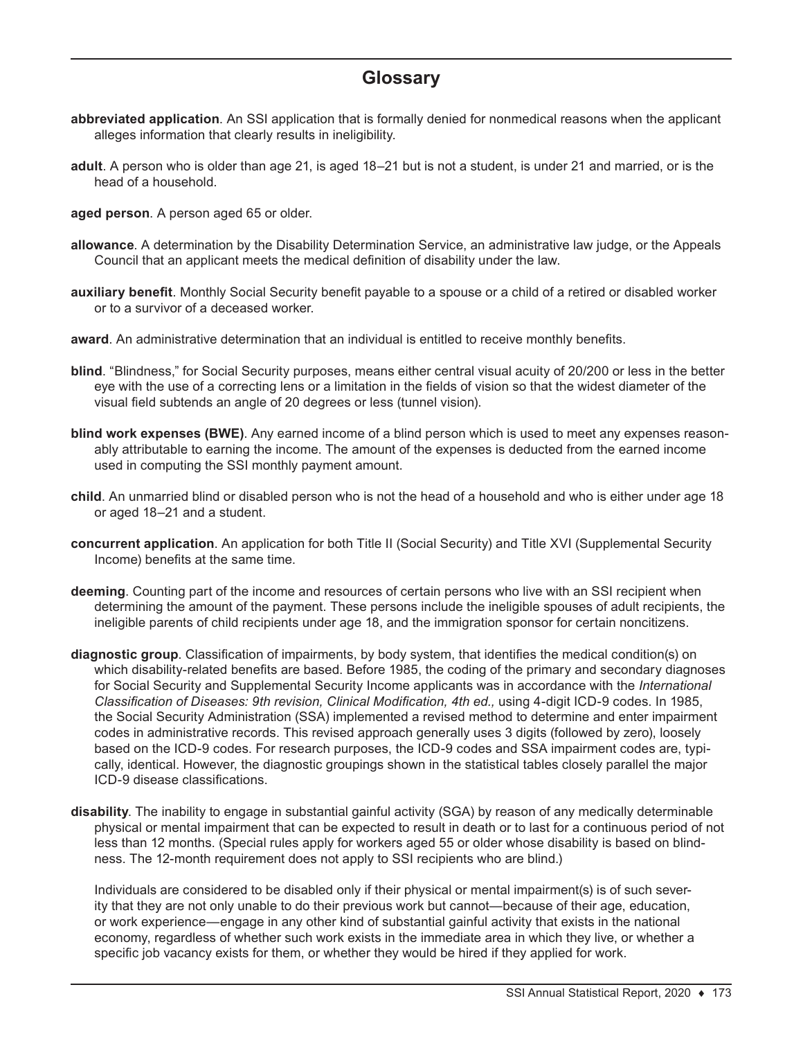# Glossary

**abbreviated application**. An SSI application that is formally denied for nonmedical reasons when the applicant alleges information that clearly results in ineligibility.

**adult**. A person who is older than age 21, is aged 18–21 but is not a student, is under 21 and married, or is the head of a household.

**aged person**. A person aged 65 or older.

**allowance**. A determination by the Disability Determination Service, an administrative law judge, or the Appeals Council that an applicant meets the medical definition of disability under the law.

**auxiliary benefit**. Monthly Social Security benefit payable to a spouse or a child of a retired or disabled worker or to a survivor of a deceased worker.

**award**. An administrative determination that an individual is entitled to receive monthly benefits.

**blind**. "Blindness," for Social Security purposes, means either central visual acuity of 20/200 or less in the better eye with the use of a correcting lens or a limitation in the fields of vision so that the widest diameter of the visual field subtends an angle of 20 degrees or less (tunnel vision).

**blind work expenses (BWE)**. Any earned income of a blind person which is used to meet any expenses reasonably attributable to earning the income. The amount of the expenses is deducted from the earned income used in computing the SSI monthly payment amount.

**child**. An unmarried blind or disabled person who is not the head of a household and who is either under age 18 or aged 18–21 and a student.

**concurrent application**. An application for both Title II (Social Security) and Title XVI (Supplemental Security Income) benefits at the same time.

**deeming**. Counting part of the income and resources of certain persons who live with an SSI recipient when determining the amount of the payment. These persons include the ineligible spouses of adult recipients, the ineligible parents of child recipients under age 18, and the immigration sponsor for certain noncitizens.

**diagnostic group**. Classification of impairments, by body system, that identifies the medical condition(s) on which disability-related benefits are based. Before 1985, the coding of the primary and secondary diagnoses for Social Security and Supplemental Security Income applicants was in accordance with the *International Classification of Diseases: 9th revision, Clinical Modification, 4th ed.,* using 4-digit ICD-9 codes. In 1985, the Social Security Administration (SSA) implemented a revised method to determine and enter impairment codes in administrative records. This revised approach generally uses 3 digits (followed by zero), loosely based on the ICD-9 codes. For research purposes, the ICD-9 codes and SSA impairment codes are, typically, identical. However, the diagnostic groupings shown in the statistical tables closely parallel the major ICD-9 disease classifications.

**disability**. The inability to engage in substantial gainful activity (SGA) by reason of any medically determinable physical or mental impairment that can be expected to result in death or to last for a continuous period of not less than 12 months. (Special rules apply for workers aged 55 or older whose disability is based on blindness. The 12-month requirement does not apply to SSI recipients who are blind.)

Individuals are considered to be disabled only if their physical or mental impairment(s) is of such severity that they are not only unable to do their previous work but cannot—because of their age, education, or work experience—engage in any other kind of substantial gainful activity that exists in the national economy, regardless of whether such work exists in the immediate area in which they live, or whether a specific job vacancy exists for them, or whether they would be hired if they applied for work.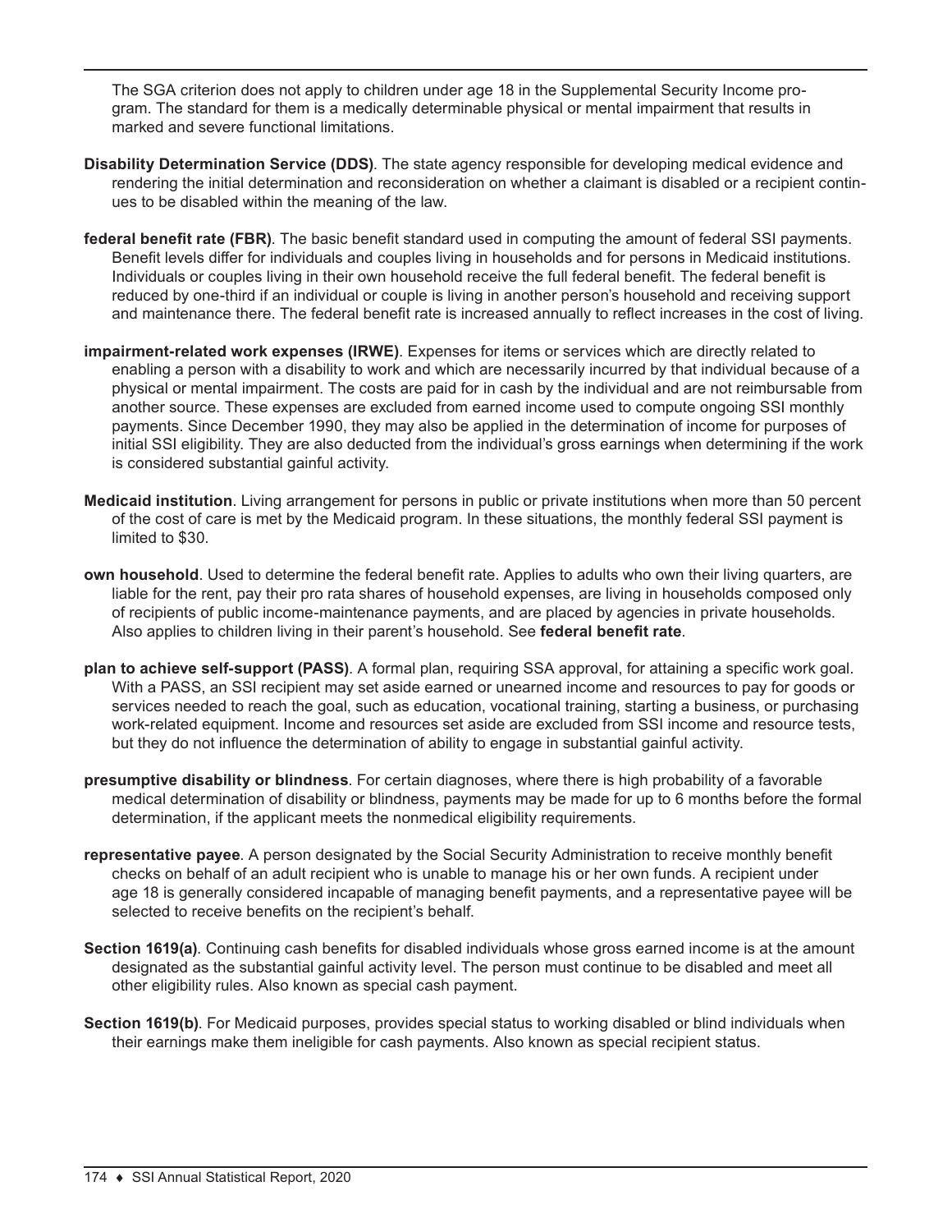The SGA criterion does not apply to children under age 18 in the Supplemental Security Income program. The standard for them is a medically determinable physical or mental impairment that results in marked and severe functional limitations.

**Disability Determination Service (DDS)**. The state agency responsible for developing medical evidence and rendering the initial determination and reconsideration on whether a claimant is disabled or a recipient continues to be disabled within the meaning of the law.

**federal benefit rate (FBR)**. The basic benefit standard used in computing the amount of federal SSI payments. Benefit levels differ for individuals and couples living in households and for persons in Medicaid institutions. Individuals or couples living in their own household receive the full federal benefit. The federal benefit is reduced by one-third if an individual or couple is living in another person's household and receiving support and maintenance there. The federal benefit rate is increased annually to reflect increases in the cost of living.

**impairment-related work expenses (IRWE)**. Expenses for items or services which are directly related to enabling a person with a disability to work and which are necessarily incurred by that individual because of a physical or mental impairment. The costs are paid for in cash by the individual and are not reimbursable from another source. These expenses are excluded from earned income used to compute ongoing SSI monthly payments. Since December 1990, they may also be applied in the determination of income for purposes of initial SSI eligibility. They are also deducted from the individual's gross earnings when determining if the work is considered substantial gainful activity.

**Medicaid institution**. Living arrangement for persons in public or private institutions when more than 50 percent of the cost of care is met by the Medicaid program. In these situations, the monthly federal SSI payment is limited to $30.

**own household**. Used to determine the federal benefit rate. Applies to adults who own their living quarters, are liable for the rent, pay their pro rata shares of household expenses, are living in households composed only of recipients of public income-maintenance payments, and are placed by agencies in private households. Also applies to children living in their parent's household. See **federal benefit rate**.

**plan to achieve self-support (PASS)**. A formal plan, requiring SSA approval, for attaining a specific work goal. With a PASS, an SSI recipient may set aside earned or unearned income and resources to pay for goods or services needed to reach the goal, such as education, vocational training, starting a business, or purchasing work-related equipment. Income and resources set aside are excluded from SSI income and resource tests, but they do not influence the determination of ability to engage in substantial gainful activity.

**presumptive disability or blindness**. For certain diagnoses, where there is high probability of a favorable medical determination of disability or blindness, payments may be made for up to 6 months before the formal determination, if the applicant meets the nonmedical eligibility requirements.

**representative payee**. A person designated by the Social Security Administration to receive monthly benefit checks on behalf of an adult recipient who is unable to manage his or her own funds. A recipient under age 18 is generally considered incapable of managing benefit payments, and a representative payee will be selected to receive benefits on the recipient's behalf.

**Section 1619(a)**. Continuing cash benefits for disabled individuals whose gross earned income is at the amount designated as the substantial gainful activity level. The person must continue to be disabled and meet all other eligibility rules. Also known as special cash payment.

**Section 1619(b)**. For Medicaid purposes, provides special status to working disabled or blind individuals when their earnings make them ineligible for cash payments. Also known as special recipient status.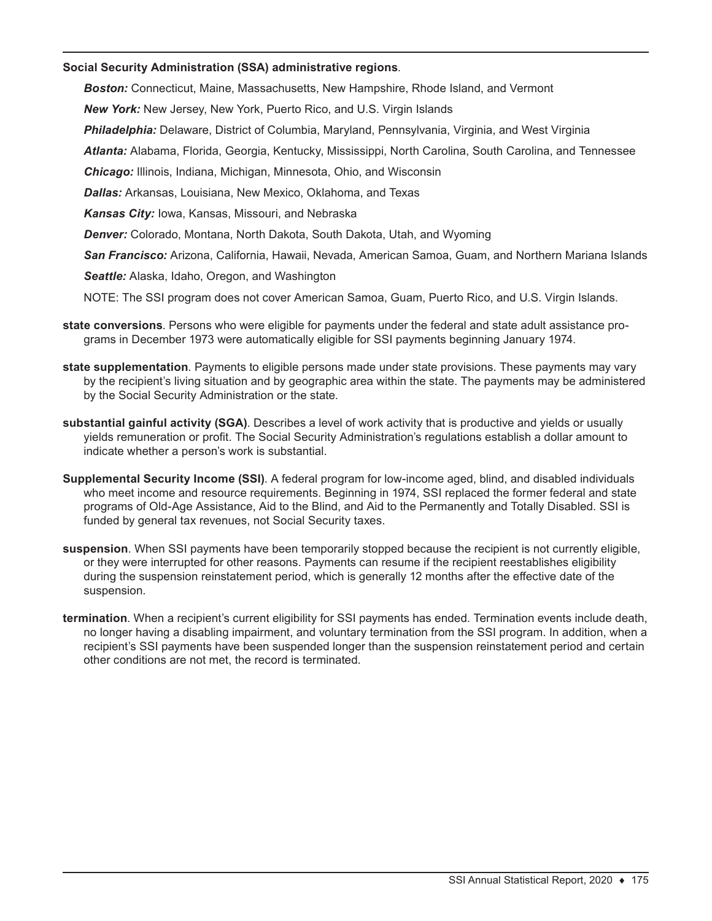**Social Security Administration (SSA) administrative regions**.

***Boston:*** Connecticut, Maine, Massachusetts, New Hampshire, Rhode Island, and Vermont

***New York:*** New Jersey, New York, Puerto Rico, and U.S. Virgin Islands

***Philadelphia:*** Delaware, District of Columbia, Maryland, Pennsylvania, Virginia, and West Virginia

***Atlanta:*** Alabama, Florida, Georgia, Kentucky, Mississippi, North Carolina, South Carolina, and Tennessee

***Chicago:*** Illinois, Indiana, Michigan, Minnesota, Ohio, and Wisconsin

***Dallas:*** Arkansas, Louisiana, New Mexico, Oklahoma, and Texas

***Kansas City:*** Iowa, Kansas, Missouri, and Nebraska

***Denver:*** Colorado, Montana, North Dakota, South Dakota, Utah, and Wyoming

***San Francisco:*** Arizona, California, Hawaii, Nevada, American Samoa, Guam, and Northern Mariana Islands

***Seattle:*** Alaska, Idaho, Oregon, and Washington

NOTE: The SSI program does not cover American Samoa, Guam, Puerto Rico, and U.S. Virgin Islands.

**state conversions**. Persons who were eligible for payments under the federal and state adult assistance programs in December 1973 were automatically eligible for SSI payments beginning January 1974.

**state supplementation**. Payments to eligible persons made under state provisions. These payments may vary by the recipient's living situation and by geographic area within the state. The payments may be administered by the Social Security Administration or the state.

**substantial gainful activity (SGA)**. Describes a level of work activity that is productive and yields or usually yields remuneration or profit. The Social Security Administration's regulations establish a dollar amount to indicate whether a person's work is substantial.

**Supplemental Security Income (SSI)**. A federal program for low-income aged, blind, and disabled individuals who meet income and resource requirements. Beginning in 1974, SSI replaced the former federal and state programs of Old-Age Assistance, Aid to the Blind, and Aid to the Permanently and Totally Disabled. SSI is funded by general tax revenues, not Social Security taxes.

**suspension**. When SSI payments have been temporarily stopped because the recipient is not currently eligible, or they were interrupted for other reasons. Payments can resume if the recipient reestablishes eligibility during the suspension reinstatement period, which is generally 12 months after the effective date of the suspension.

**termination**. When a recipient's current eligibility for SSI payments has ended. Termination events include death, no longer having a disabling impairment, and voluntary termination from the SSI program. In addition, when a recipient's SSI payments have been suspended longer than the suspension reinstatement period and certain other conditions are not met, the record is terminated.